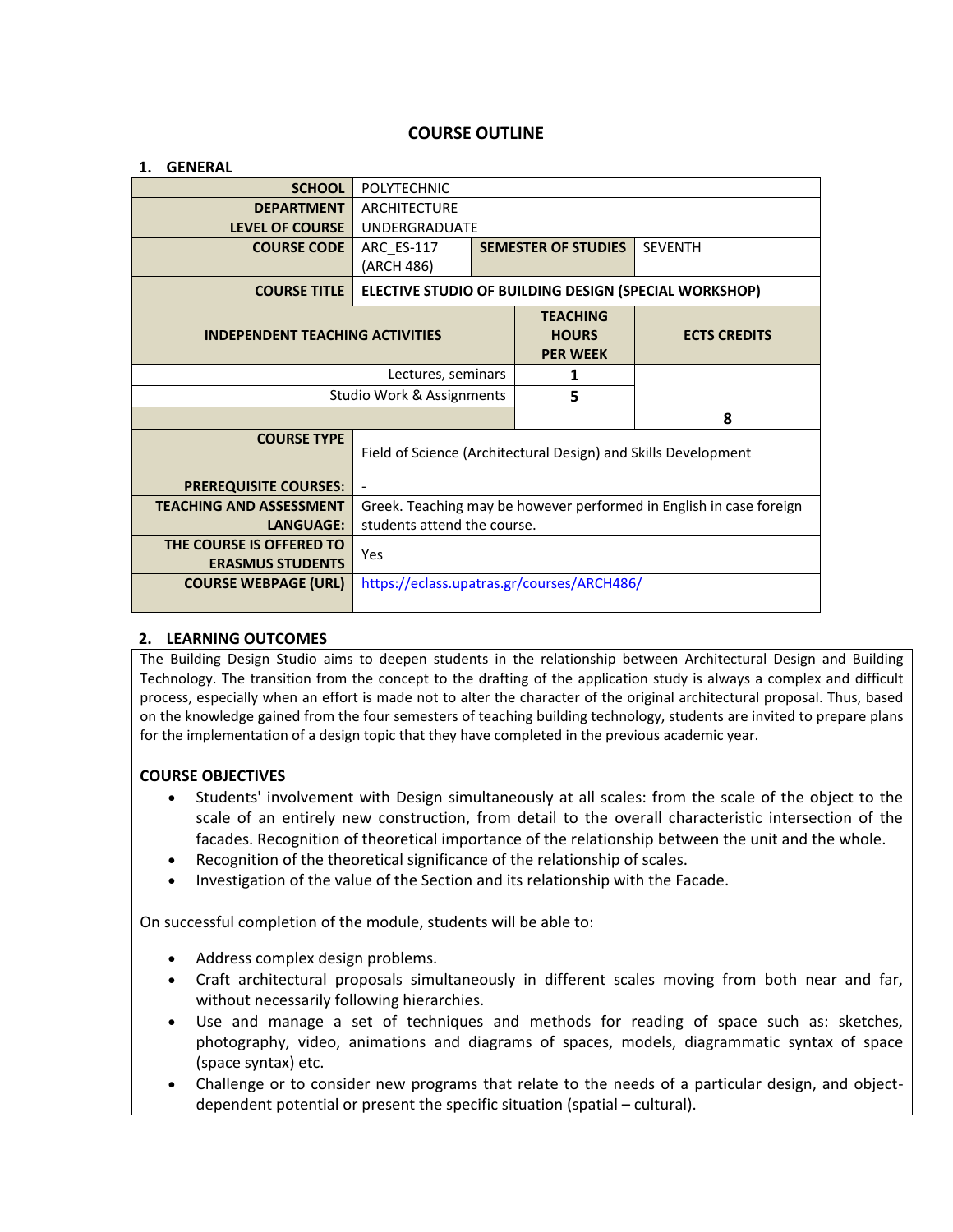# COURSE OUTLINE

## 1. GENERAL

| | | | |
|---|---|---|---|
| **SCHOOL** | POLYTECHNIC | | |
| **DEPARTMENT** | ARCHITECTURE | | |
| **LEVEL OF COURSE** | UNDERGRADUATE | | |
| **COURSE CODE** | ARC_ES-117 (ARCH 486) | **SEMESTER OF STUDIES** | SEVENTH |
| **COURSE TITLE** | **ELECTIVE STUDIO OF BUILDING DESIGN (SPECIAL WORKSHOP)** | | |

| INDEPENDENT TEACHING ACTIVITIES | TEACHING HOURS PER WEEK | ECTS CREDITS |
|---|---|---|
| Lectures, seminars | **1** | |
| Studio Work & Assignments | **5** | |
| | | **8** |

| | |
|---|---|
| **COURSE TYPE** | Field of Science (Architectural Design) and Skills Development |
| **PREREQUISITE COURSES:** | - |
| **TEACHING AND ASSESSMENT LANGUAGE:** | Greek. Teaching may be however performed in English in case foreign students attend the course. |
| **THE COURSE IS OFFERED TO ERASMUS STUDENTS** | Yes |
| **COURSE WEBPAGE (URL)** | https://eclass.upatras.gr/courses/ARCH486/ |

## 2. LEARNING OUTCOMES

The Building Design Studio aims to deepen students in the relationship between Architectural Design and Building Technology. The transition from the concept to the drafting of the application study is always a complex and difficult process, especially when an effort is made not to alter the character of the original architectural proposal. Thus, based on the knowledge gained from the four semesters of teaching building technology, students are invited to prepare plans for the implementation of a design topic that they have completed in the previous academic year.

**COURSE OBJECTIVES**

- Students' involvement with Design simultaneously at all scales: from the scale of the object to the scale of an entirely new construction, from detail to the overall characteristic intersection of the facades. Recognition of theoretical importance of the relationship between the unit and the whole.
- Recognition of the theoretical significance of the relationship of scales.
- Investigation of the value of the Section and its relationship with the Facade.

On successful completion of the module, students will be able to:

- Address complex design problems.
- Craft architectural proposals simultaneously in different scales moving from both near and far, without necessarily following hierarchies.
- Use and manage a set of techniques and methods for reading of space such as: sketches, photography, video, animations and diagrams of spaces, models, diagrammatic syntax of space (space syntax) etc.
- Challenge or to consider new programs that relate to the needs of a particular design, and object-dependent potential or present the specific situation (spatial – cultural).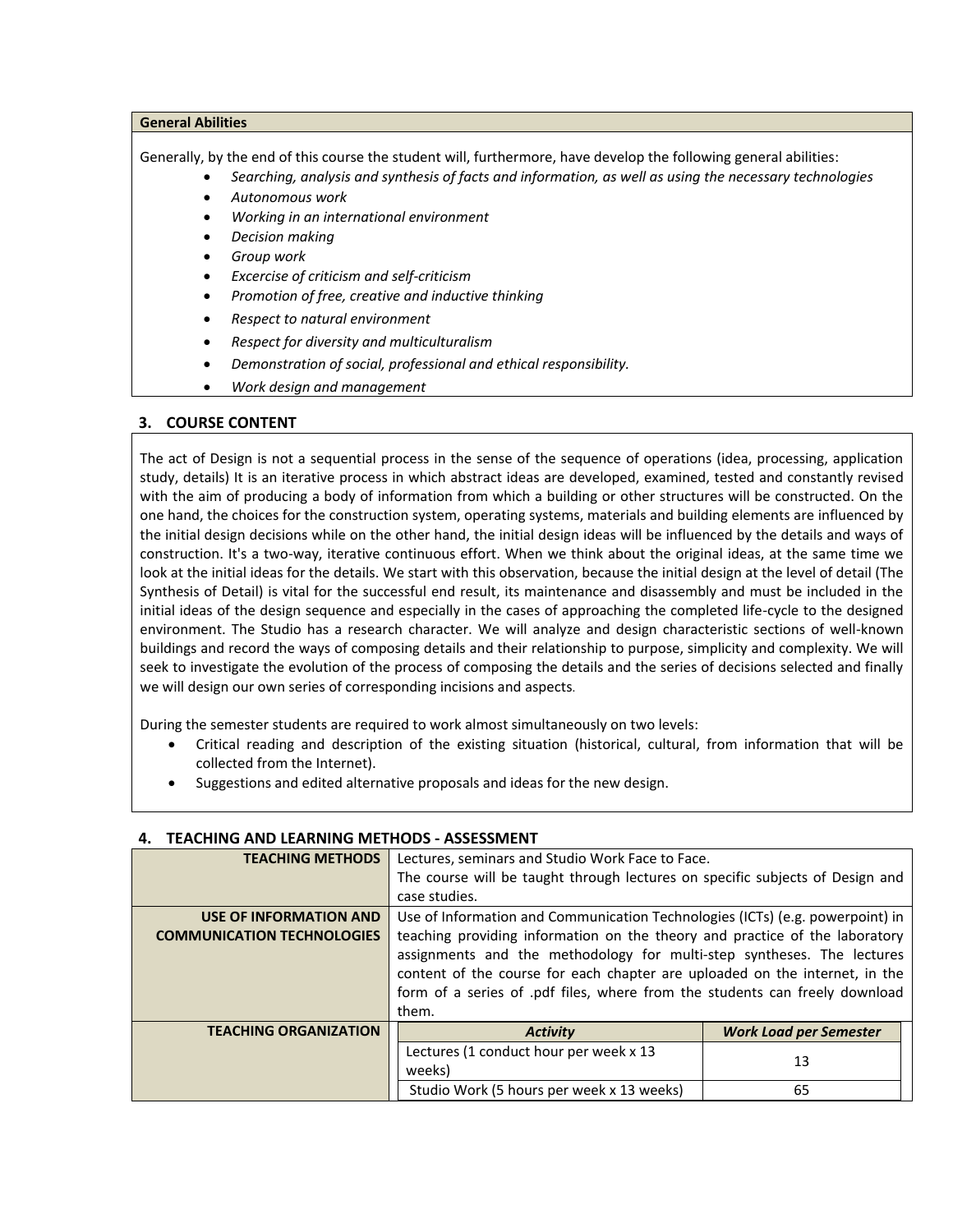**General Abilities**

Generally, by the end of this course the student will, furthermore, have develop the following general abilities:

- *Searching, analysis and synthesis of facts and information, as well as using the necessary technologies*
- *Autonomous work*
- *Working in an international environment*
- *Decision making*
- *Group work*
- *Excercise of criticism and self-criticism*
- *Promotion of free, creative and inductive thinking*
- *Respect to natural environment*
- *Respect for diversity and multiculturalism*
- *Demonstration of social, professional and ethical responsibility.*
- *Work design and management*

## 3. COURSE CONTENT

The act of Design is not a sequential process in the sense of the sequence of operations (idea, processing, application study, details) It is an iterative process in which abstract ideas are developed, examined, tested and constantly revised with the aim of producing a body of information from which a building or other structures will be constructed. On the one hand, the choices for the construction system, operating systems, materials and building elements are influenced by the initial design decisions while on the other hand, the initial design ideas will be influenced by the details and ways of construction. It's a two-way, iterative continuous effort. When we think about the original ideas, at the same time we look at the initial ideas for the details. We start with this observation, because the initial design at the level of detail (The Synthesis of Detail) is vital for the successful end result, its maintenance and disassembly and must be included in the initial ideas of the design sequence and especially in the cases of approaching the completed life-cycle to the designed environment. The Studio has a research character. We will analyze and design characteristic sections of well-known buildings and record the ways of composing details and their relationship to purpose, simplicity and complexity. We will seek to investigate the evolution of the process of composing the details and the series of decisions selected and finally we will design our own series of corresponding incisions and aspects.

During the semester students are required to work almost simultaneously on two levels:

- Critical reading and description of the existing situation (historical, cultural, from information that will be collected from the Internet).
- Suggestions and edited alternative proposals and ideas for the new design.

## 4. TEACHING AND LEARNING METHODS - ASSESSMENT

| | | |
|---|---|---|
| **TEACHING METHODS** | Lectures, seminars and Studio Work Face to Face. The course will be taught through lectures on specific subjects of Design and case studies. | |
| **USE OF INFORMATION AND COMMUNICATION TECHNOLOGIES** | Use of Information and Communication Technologies (ICTs) (e.g. powerpoint) in teaching providing information on the theory and practice of the laboratory assignments and the methodology for multi-step syntheses. The lectures content of the course for each chapter are uploaded on the internet, in the form of a series of .pdf files, where from the students can freely download them. | |
| **TEACHING ORGANIZATION** | ***Activity*** | ***Work Load per Semester*** |
| | Lectures (1 conduct hour per week x 13 weeks) | 13 |
| | Studio Work (5 hours per week x 13 weeks) | 65 |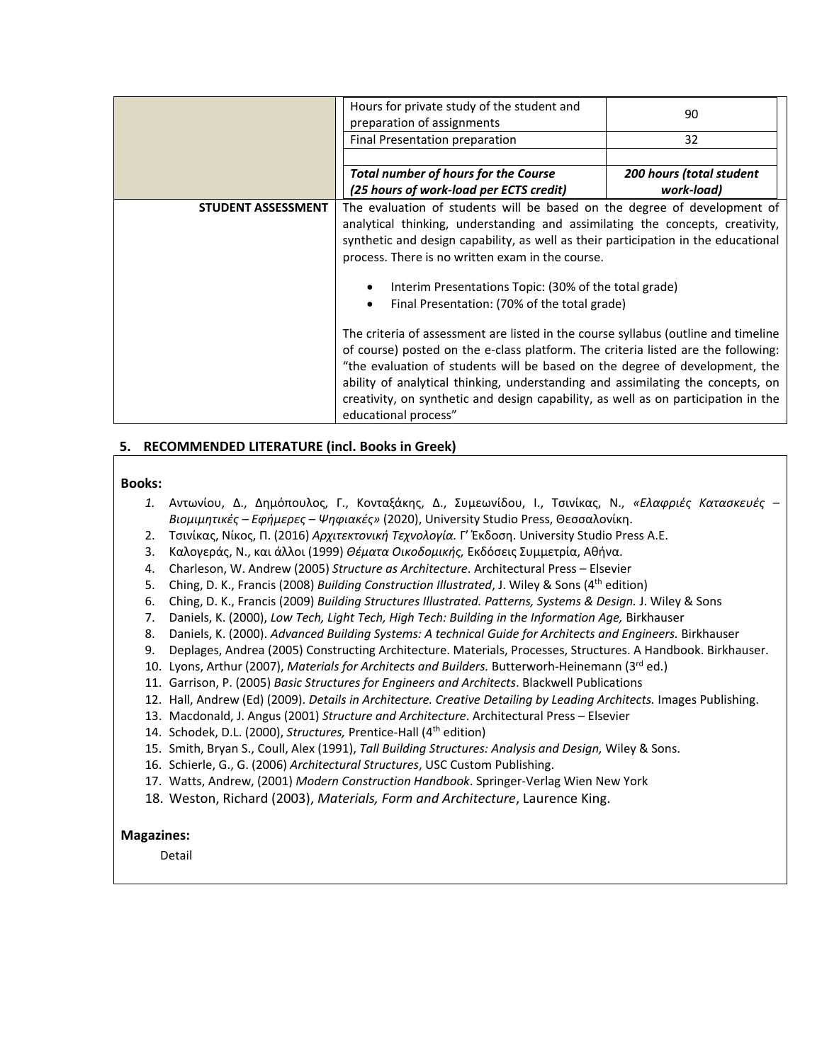| | | |
|---|---|---|
| | Hours for private study of the student and preparation of assignments | 90 |
| | Final Presentation preparation | 32 |
| | | |
| | ***Total number of hours for the Course (25 hours of work-load per ECTS credit)*** | ***200 hours (total student work-load)*** |
| **STUDENT ASSESSMENT** | The evaluation of students will be based on the degree of development of analytical thinking, understanding and assimilating the concepts, creativity, synthetic and design capability, as well as their participation in the educational process. There is no written exam in the course.<br><br>• Interim Presentations Topic: (30% of the total grade)<br>• Final Presentation: (70% of the total grade)<br><br>The criteria of assessment are listed in the course syllabus (outline and timeline of course) posted on the e-class platform. The criteria listed are the following: "the evaluation of students will be based on the degree of development, the ability of analytical thinking, understanding and assimilating the concepts, on creativity, on synthetic and design capability, as well as on participation in the educational process" | |

## 5. RECOMMENDED LITERATURE (incl. Books in Greek)

**Books:**

1. Αντωνίου, Δ., Δημόπουλος, Γ., Κονταξάκης, Δ., Συμεωνίδου, Ι., Τσινίκας, Ν., *«Ελαφριές Κατασκευές – Βιομιμητικές – Εφήμερες – Ψηφιακές»* (2020), University Studio Press, Θεσσαλονίκη.
2. Τσινίκας, Νίκος, Π. (2016) *Αρχιτεκτονική Τεχνολογία.* Γ' Έκδοση. University Studio Press A.E.
3. Καλογεράς, Ν., και άλλοι (1999) *Θέματα Οικοδομικής,* Εκδόσεις Συμμετρία, Αθήνα.
4. Charleson, W. Andrew (2005) *Structure as Architecture*. Architectural Press – Elsevier
5. Ching, D. K., Francis (2008) *Building Construction Illustrated*, J. Wiley & Sons (4th edition)
6. Ching, D. K., Francis (2009) *Building Structures Illustrated. Patterns, Systems & Design.* J. Wiley & Sons
7. Daniels, K. (2000), *Low Tech, Light Tech, High Tech: Building in the Information Age,* Birkhauser
8. Daniels, K. (2000). *Advanced Building Systems: A technical Guide for Architects and Engineers.* Birkhauser
9. Deplages, Andrea (2005) Constructing Architecture. Materials, Processes, Structures. A Handbook. Birkhauser.
10. Lyons, Arthur (2007), *Materials for Architects and Builders.* Butterworh-Heinemann (3rd ed.)
11. Garrison, P. (2005) *Basic Structures for Engineers and Architects*. Blackwell Publications
12. Hall, Andrew (Ed) (2009). *Details in Architecture. Creative Detailing by Leading Architects.* Images Publishing.
13. Macdonald, J. Angus (2001) *Structure and Architecture*. Architectural Press – Elsevier
14. Schodek, D.L. (2000), *Structures,* Prentice-Hall (4th edition)
15. Smith, Bryan S., Coull, Alex (1991), *Tall Building Structures: Analysis and Design,* Wiley & Sons.
16. Schierle, G., G. (2006) *Architectural Structures*, USC Custom Publishing.
17. Watts, Andrew, (2001) *Modern Construction Handbook*. Springer-Verlag Wien New York
18. Weston, Richard (2003), *Materials, Form and Architecture*, Laurence King.

**Magazines:**

Detail